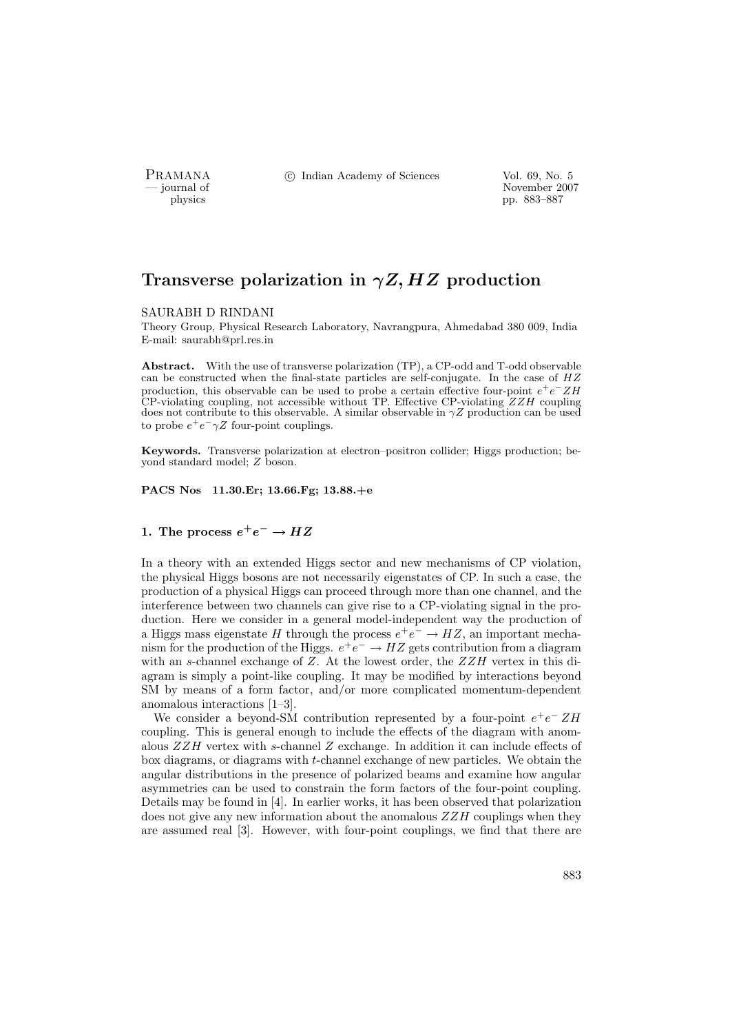# Transverse polarization in $\gamma Z, HZ$ production

SAURABH D RINDANI

Theory Group, Physical Research Laboratory, Navrangpura, Ahmedabad 380 009, India
E-mail: saurabh@prl.res.in

**Abstract.** With the use of transverse polarization (TP), a CP-odd and T-odd observable can be constructed when the final-state particles are self-conjugate. In the case of $HZ$ production, this observable can be used to probe a certain effective four-point $e^+e^-ZH$ CP-violating coupling, not accessible without TP. Effective CP-violating $ZZH$ coupling does not contribute to this observable. A similar observable in $\gamma Z$ production can be used to probe $e^+e^-\gamma Z$ four-point couplings.

**Keywords.** Transverse polarization at electron–positron collider; Higgs production; beyond standard model; $Z$ boson.

**PACS Nos 11.30.Er; 13.66.Fg; 13.88.+e**

## 1. The process $e^+e^- \to HZ$

In a theory with an extended Higgs sector and new mechanisms of CP violation, the physical Higgs bosons are not necessarily eigenstates of CP. In such a case, the production of a physical Higgs can proceed through more than one channel, and the interference between two channels can give rise to a CP-violating signal in the production. Here we consider in a general model-independent way the production of a Higgs mass eigenstate $H$ through the process $e^+e^- \to HZ$, an important mechanism for the production of the Higgs. $e^+e^- \to HZ$ gets contribution from a diagram with an $s$-channel exchange of $Z$. At the lowest order, the $ZZH$ vertex in this diagram is simply a point-like coupling. It may be modified by interactions beyond SM by means of a form factor, and/or more complicated momentum-dependent anomalous interactions [1–3].

We consider a beyond-SM contribution represented by a four-point $e^+e^-\,ZH$ coupling. This is general enough to include the effects of the diagram with anomalous $ZZH$ vertex with $s$-channel $Z$ exchange. In addition it can include effects of box diagrams, or diagrams with $t$-channel exchange of new particles. We obtain the angular distributions in the presence of polarized beams and examine how angular asymmetries can be used to constrain the form factors of the four-point coupling. Details may be found in [4]. In earlier works, it has been observed that polarization does not give any new information about the anomalous $ZZH$ couplings when they are assumed real [3]. However, with four-point couplings, we find that there are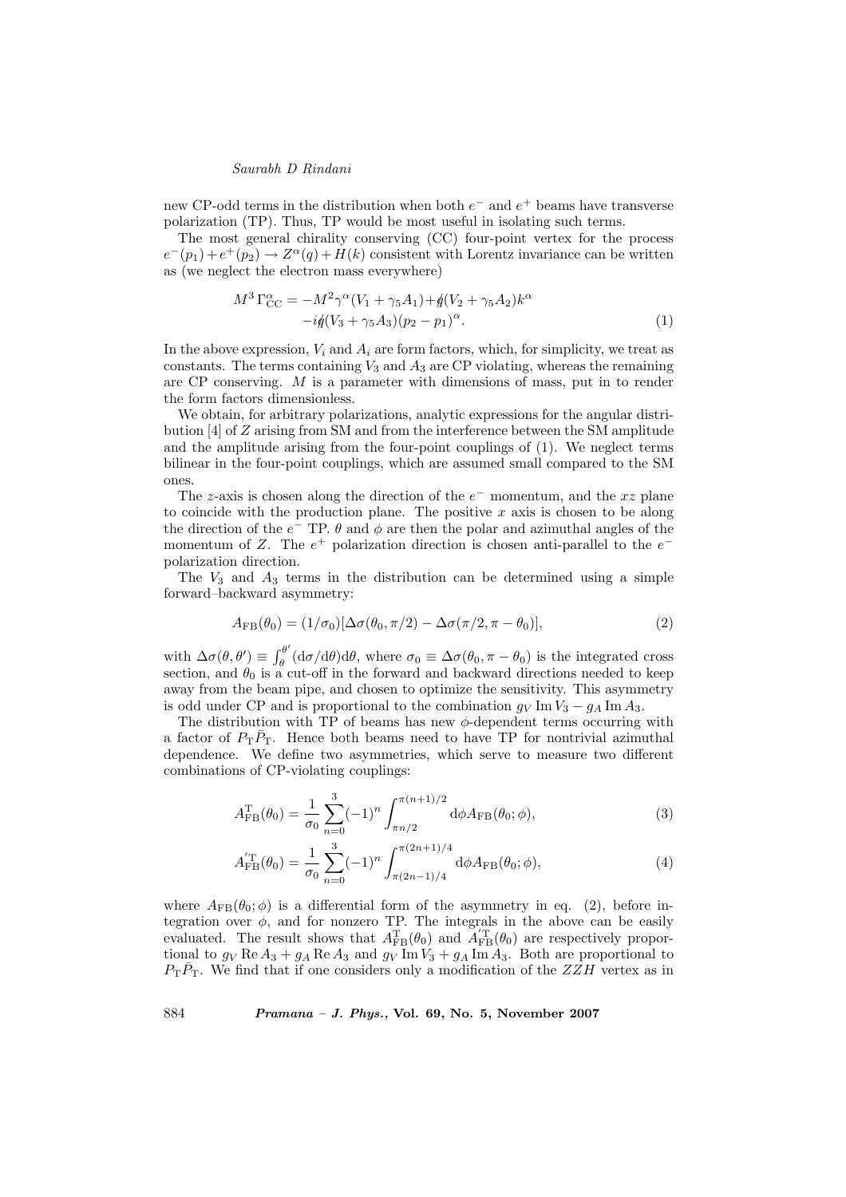new CP-odd terms in the distribution when both $e^-$ and $e^+$ beams have transverse polarization (TP). Thus, TP would be most useful in isolating such terms.

The most general chirality conserving (CC) four-point vertex for the process $e^-(p_1) + e^+(p_2) \to Z^\alpha(q) + H(k)$ consistent with Lorentz invariance can be written as (we neglect the electron mass everywhere)

$$M^3 \, \Gamma^\alpha_{\rm CC} = -M^2 \gamma^\alpha (V_1 + \gamma_5 A_1) + \not{q}(V_2 + \gamma_5 A_2) k^\alpha \\ - i \not{q}(V_3 + \gamma_5 A_3)(p_2 - p_1)^\alpha. \tag{1}$$

In the above expression, $V_i$ and $A_i$ are form factors, which, for simplicity, we treat as constants. The terms containing $V_3$ and $A_3$ are CP violating, whereas the remaining are CP conserving. $M$ is a parameter with dimensions of mass, put in to render the form factors dimensionless.

We obtain, for arbitrary polarizations, analytic expressions for the angular distribution [4] of $Z$ arising from SM and from the interference between the SM amplitude and the amplitude arising from the four-point couplings of (1). We neglect terms bilinear in the four-point couplings, which are assumed small compared to the SM ones.

The $z$-axis is chosen along the direction of the $e^-$ momentum, and the $xz$ plane to coincide with the production plane. The positive $x$ axis is chosen to be along the direction of the $e^-$ TP. $\theta$ and $\phi$ are then the polar and azimuthal angles of the momentum of $Z$. The $e^+$ polarization direction is chosen anti-parallel to the $e^-$ polarization direction.

The $V_3$ and $A_3$ terms in the distribution can be determined using a simple forward–backward asymmetry:

$$A_{\rm FB}(\theta_0) = (1/\sigma_0)[\Delta\sigma(\theta_0, \pi/2) - \Delta\sigma(\pi/2, \pi - \theta_0)], \tag{2}$$

with $\Delta\sigma(\theta, \theta') \equiv \int_\theta^{\theta'} ({\rm d}\sigma/{\rm d}\theta){\rm d}\theta$, where $\sigma_0 \equiv \Delta\sigma(\theta_0, \pi - \theta_0)$ is the integrated cross section, and $\theta_0$ is a cut-off in the forward and backward directions needed to keep away from the beam pipe, and chosen to optimize the sensitivity. This asymmetry is odd under CP and is proportional to the combination $g_V \,{\rm Im}\, V_3 - g_A \,{\rm Im}\, A_3$.

The distribution with TP of beams has new $\phi$-dependent terms occurring with a factor of $P_{\rm T} \bar{P}_{\rm T}$. Hence both beams need to have TP for nontrivial azimuthal dependence. We define two asymmetries, which serve to measure two different combinations of CP-violating couplings:

$$A^{\rm T}_{\rm FB}(\theta_0) = \frac{1}{\sigma_0} \sum_{n=0}^{3} (-1)^n \int_{\pi n/2}^{\pi(n+1)/2} {\rm d}\phi A_{\rm FB}(\theta_0; \phi), \tag{3}$$

$$A^{'\rm T}_{\rm FB}(\theta_0) = \frac{1}{\sigma_0} \sum_{n=0}^{3} (-1)^n \int_{\pi(2n-1)/4}^{\pi(2n+1)/4} {\rm d}\phi A_{\rm FB}(\theta_0; \phi), \tag{4}$$

where $A_{\rm FB}(\theta_0; \phi)$ is a differential form of the asymmetry in eq. (2), before integration over $\phi$, and for nonzero TP. The integrals in the above can be easily evaluated. The result shows that $A^{\rm T}_{\rm FB}(\theta_0)$ and $A^{'\rm T}_{\rm FB}(\theta_0)$ are respectively proportional to $g_V \,{\rm Re}\, A_3 + g_A \,{\rm Re}\, A_3$ and $g_V \,{\rm Im}\, V_3 + g_A \,{\rm Im}\, A_3$. Both are proportional to $P_{\rm T} \bar{P}_{\rm T}$. We find that if one considers only a modification of the $ZZH$ vertex as in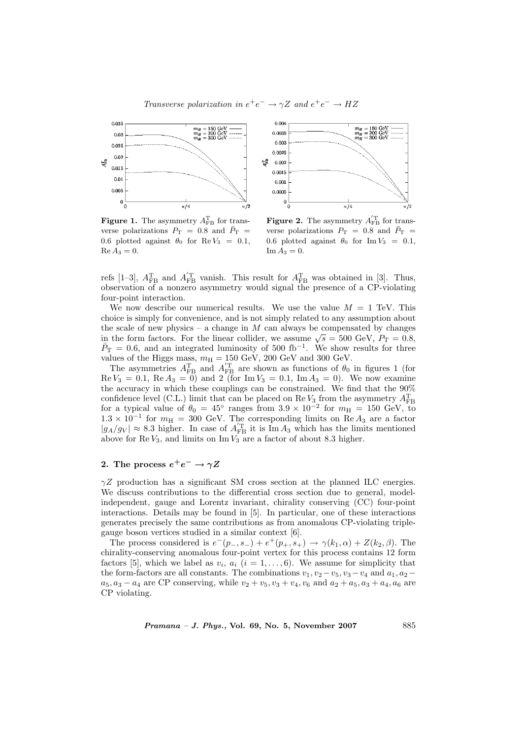**Figure 1.** The asymmetry $A^{\rm T}_{\rm FB}$ for transverse polarizations $P_{\rm T} = 0.8$ and $\bar{P}_{\rm T} = 0.6$ plotted against $\theta_0$ for $\mathrm{Re}\, V_3 = 0.1$, $\mathrm{Re}\, A_3 = 0$.

**Figure 2.** The asymmetry $A^{'\rm T}_{\rm FB}$ for transverse polarizations $P_{\rm T} = 0.8$ and $\bar{P}_{\rm T} = 0.6$ plotted against $\theta_0$ for $\mathrm{Im}\, V_3 = 0.1$, $\mathrm{Im}\, A_3 = 0$.

refs [1–3], $A^{\rm T}_{\rm FB}$ and $A^{'\rm T}_{\rm FB}$ vanish. This result for $A^{\rm T}_{\rm FB}$ was obtained in [3]. Thus, observation of a nonzero asymmetry would signal the presence of a CP-violating four-point interaction.

We now describe our numerical results. We use the value $M = 1$ TeV. This choice is simply for convenience, and is not simply related to any assumption about the scale of new physics – a change in $M$ can always be compensated by changes in the form factors. For the linear collider, we assume $\sqrt{s} = 500$ GeV, $P_{\rm T} = 0.8$, $\bar{P}_{\rm T} = 0.6$, and an integrated luminosity of 500 fb$^{-1}$. We show results for three values of the Higgs mass, $m_{\rm H} = 150$ GeV, 200 GeV and 300 GeV.

The asymmetries $A^{\rm T}_{\rm FB}$ and $A^{'\rm T}_{\rm FB}$ are shown as functions of $\theta_0$ in figures 1 (for $\mathrm{Re}\, V_3 = 0.1$, $\mathrm{Re}\, A_3 = 0$) and 2 (for $\mathrm{Im}\, V_3 = 0.1$, $\mathrm{Im}\, A_3 = 0$). We now examine the accuracy in which these couplings can be constrained. We find that the 90% confidence level (C.L.) limit that can be placed on $\mathrm{Re}\, V_3$ from the asymmetry $A^{\rm T}_{\rm FB}$ for a typical value of $\theta_0 = 45^\circ$ ranges from $3.9 \times 10^{-2}$ for $m_{\rm H} = 150$ GeV, to $1.3 \times 10^{-1}$ for $m_{\rm H} = 300$ GeV. The corresponding limits on $\mathrm{Re}\, A_3$ are a factor $|g_A/g_V| \approx 8.3$ higher. In case of $A^{'\rm T}_{\rm FB}$ it is $\mathrm{Im}\, A_3$ which has the limits mentioned above for $\mathrm{Re}\, V_3$, and limits on $\mathrm{Im}\, V_3$ are a factor of about 8.3 higher.

## 2. The process $e^+e^- \to \gamma Z$

$\gamma Z$ production has a significant SM cross section at the planned ILC energies. We discuss contributions to the differential cross section due to general, model-independent, gauge and Lorentz invariant, chirality conserving (CC) four-point interactions. Details may be found in [5]. In particular, one of these interactions generates precisely the same contributions as from anomalous CP-violating triple-gauge boson vertices studied in a similar context [6].

The process considered is $e^-(p_-, s_-) + e^+(p_+, s_+) \to \gamma(k_1, \alpha) + Z(k_2, \beta)$. The chirality-conserving anomalous four-point vertex for this process contains 12 form factors [5], which we label as $v_i$, $a_i$ $(i = 1, \ldots, 6)$. We assume for simplicity that the form-factors are all constants. The combinations $v_1, v_2 - v_5, v_3 - v_4$ and $a_1, a_2 - a_5, a_3 - a_4$ are CP conserving, while $v_2 + v_5, v_3 + v_4, v_6$ and $a_2 + a_5, a_3 + a_4, a_6$ are CP violating.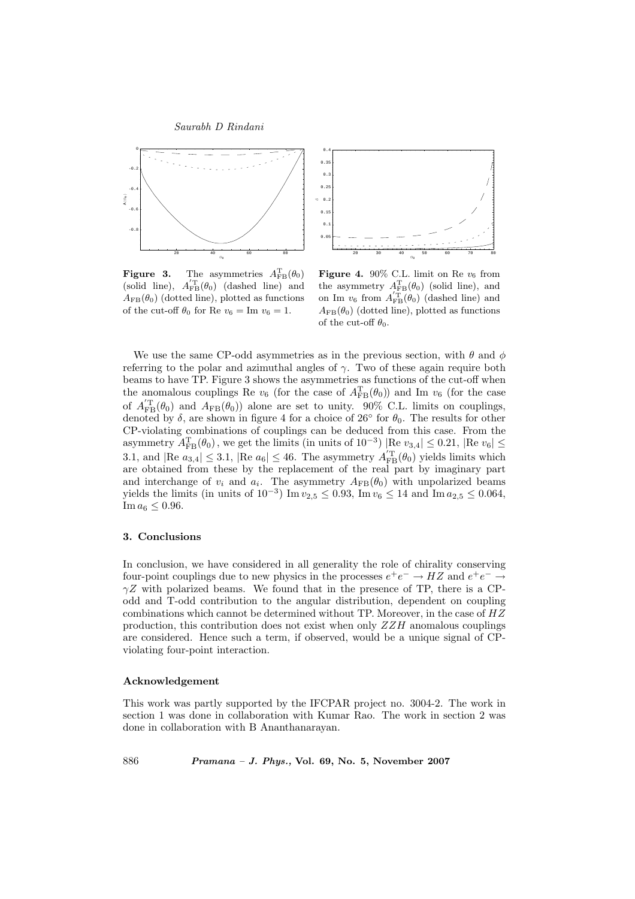**Figure 3.** The asymmetries $A^{\rm T}_{\rm FB}(\theta_0)$ (solid line), $A'^{\rm T}_{\rm FB}(\theta_0)$ (dashed line) and $A_{\rm FB}(\theta_0)$ (dotted line), plotted as functions of the cut-off $\theta_0$ for Re $v_6 =$ Im $v_6 = 1$.

**Figure 4.** 90% C.L. limit on Re $v_6$ from the asymmetry $A^{\rm T}_{\rm FB}(\theta_0)$ (solid line), and on Im $v_6$ from $A'^{\rm T}_{\rm FB}(\theta_0)$ (dashed line) and $A_{\rm FB}(\theta_0)$ (dotted line), plotted as functions of the cut-off $\theta_0$.

We use the same CP-odd asymmetries as in the previous section, with $\theta$ and $\phi$ referring to the polar and azimuthal angles of $\gamma$. Two of these again require both beams to have TP. Figure 3 shows the asymmetries as functions of the cut-off when the anomalous couplings Re $v_6$ (for the case of $A^{\rm T}_{\rm FB}(\theta_0)$) and Im $v_6$ (for the case of $A'^{\rm T}_{\rm FB}(\theta_0)$ and $A_{\rm FB}(\theta_0)$) alone are set to unity. 90% C.L. limits on couplings, denoted by $\delta$, are shown in figure 4 for a choice of $26^\circ$ for $\theta_0$. The results for other CP-violating combinations of couplings can be deduced from this case. From the asymmetry $A^{\rm T}_{\rm FB}(\theta_0)$, we get the limits (in units of $10^{-3}$) $|\text{Re } v_{3,4}| \leq 0.21$, $|\text{Re } v_6| \leq 3.1$, and $|\text{Re } a_{3,4}| \leq 3.1$, $|\text{Re } a_6| \leq 46$. The asymmetry $A'^{\rm T}_{\rm FB}(\theta_0)$ yields limits which are obtained from these by the replacement of the real part by imaginary part and interchange of $v_i$ and $a_i$. The asymmetry $A_{\rm FB}(\theta_0)$ with unpolarized beams yields the limits (in units of $10^{-3}$) $\text{Im } v_{2,5} \leq 0.93$, $\text{Im } v_6 \leq 14$ and $\text{Im } a_{2,5} \leq 0.064$, $\text{Im } a_6 \leq 0.96$.

## 3. Conclusions

In conclusion, we have considered in all generality the role of chirality conserving four-point couplings due to new physics in the processes $e^+e^- \rightarrow HZ$ and $e^+e^- \rightarrow \gamma Z$ with polarized beams. We found that in the presence of TP, there is a CP-odd and T-odd contribution to the angular distribution, dependent on coupling combinations which cannot be determined without TP. Moreover, in the case of $HZ$ production, this contribution does not exist when only $ZZH$ anomalous couplings are considered. Hence such a term, if observed, would be a unique signal of CP-violating four-point interaction.

### Acknowledgement

This work was partly supported by the IFCPAR project no. 3004-2. The work in section 1 was done in collaboration with Kumar Rao. The work in section 2 was done in collaboration with B Ananthanarayan.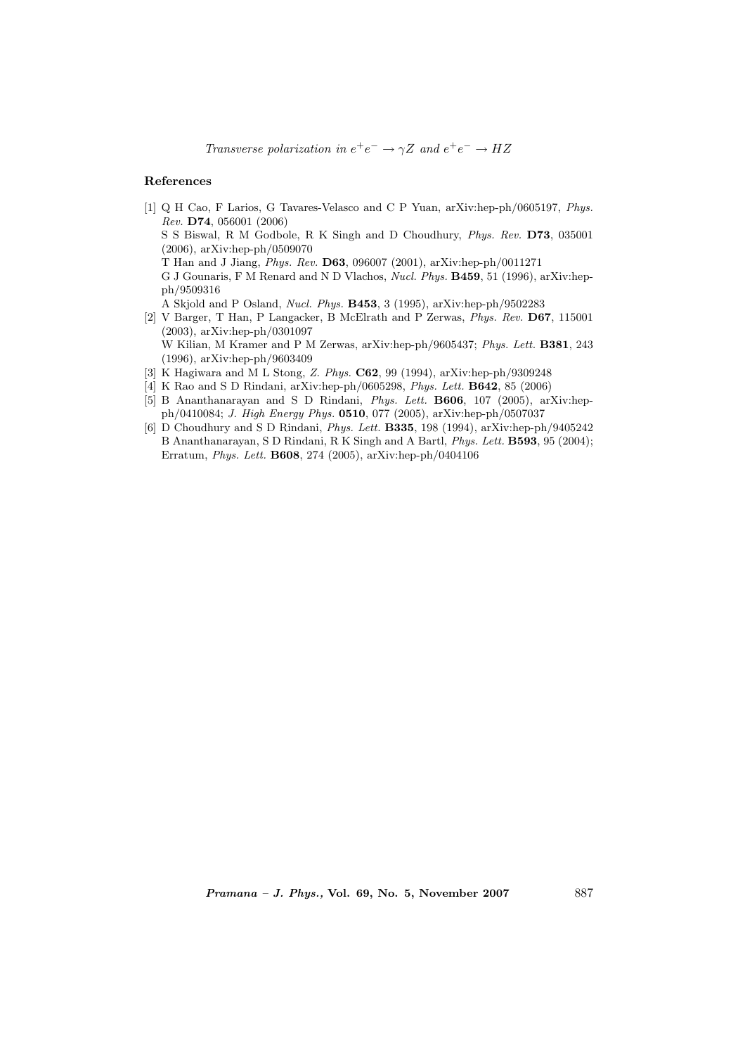## References

[1] Q H Cao, F Larios, G Tavares-Velasco and C P Yuan, arXiv:hep-ph/0605197, *Phys. Rev.* **D74**, 056001 (2006)
S S Biswal, R M Godbole, R K Singh and D Choudhury, *Phys. Rev.* **D73**, 035001 (2006), arXiv:hep-ph/0509070
T Han and J Jiang, *Phys. Rev.* **D63**, 096007 (2001), arXiv:hep-ph/0011271
G J Gounaris, F M Renard and N D Vlachos, *Nucl. Phys.* **B459**, 51 (1996), arXiv:hep-ph/9509316
A Skjold and P Osland, *Nucl. Phys.* **B453**, 3 (1995), arXiv:hep-ph/9502283

[2] V Barger, T Han, P Langacker, B McElrath and P Zerwas, *Phys. Rev.* **D67**, 115001 (2003), arXiv:hep-ph/0301097
W Kilian, M Kramer and P M Zerwas, arXiv:hep-ph/9605437; *Phys. Lett.* **B381**, 243 (1996), arXiv:hep-ph/9603409

[3] K Hagiwara and M L Stong, *Z. Phys.* **C62**, 99 (1994), arXiv:hep-ph/9309248

[4] K Rao and S D Rindani, arXiv:hep-ph/0605298, *Phys. Lett.* **B642**, 85 (2006)

[5] B Ananthanarayan and S D Rindani, *Phys. Lett.* **B606**, 107 (2005), arXiv:hep-ph/0410084; *J. High Energy Phys.* **0510**, 077 (2005), arXiv:hep-ph/0507037

[6] D Choudhury and S D Rindani, *Phys. Lett.* **B335**, 198 (1994), arXiv:hep-ph/9405242
B Ananthanarayan, S D Rindani, R K Singh and A Bartl, *Phys. Lett.* **B593**, 95 (2004); Erratum, *Phys. Lett.* **B608**, 274 (2005), arXiv:hep-ph/0404106